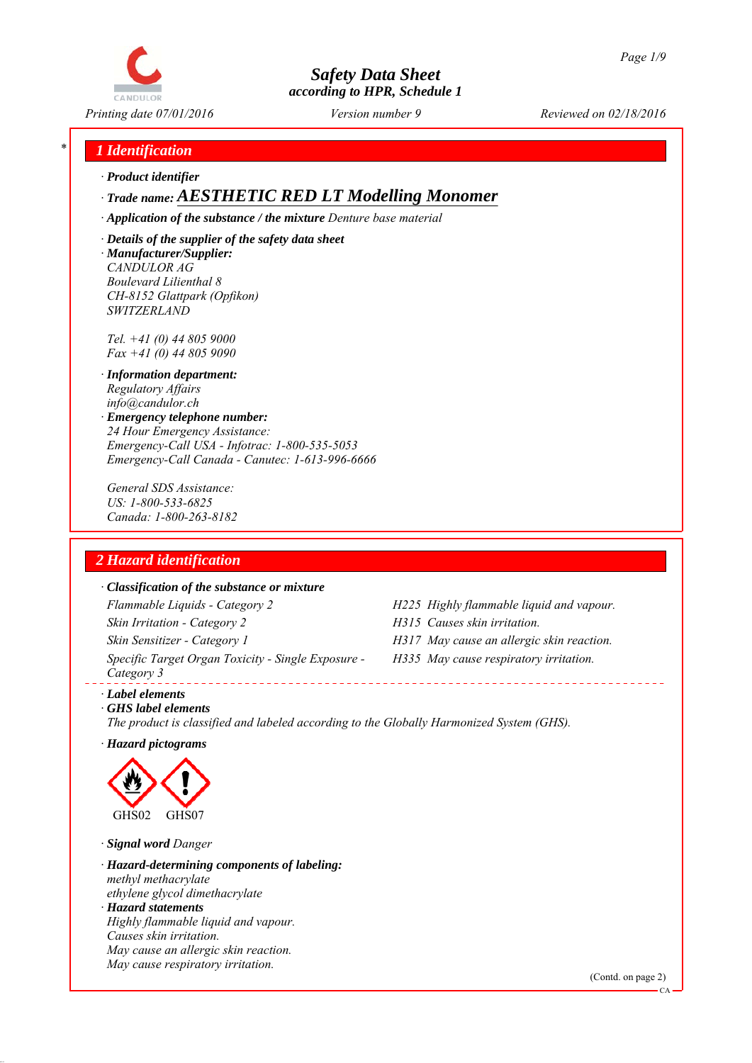# Safety Data Sheet
according to HPR, Schedule 1

Printing date 07/01/2016 Version number 9 Reviewed on 02/18/2016

## 1 Identification

· **Product identifier**

· **Trade name: AESTHETIC RED LT Modelling Monomer**

· **Application of the substance / the mixture** Denture base material

· **Details of the supplier of the safety data sheet**

· **Manufacturer/Supplier:**
CANDULOR AG
Boulevard Lilienthal 8
CH-8152 Glattpark (Opfikon)
SWITZERLAND

Tel. +41 (0) 44 805 9000
Fax +41 (0) 44 805 9090

· **Information department:**
Regulatory Affairs
info@candulor.ch

· **Emergency telephone number:**
24 Hour Emergency Assistance:
Emergency-Call USA - Infotrac: 1-800-535-5053
Emergency-Call Canada - Canutec: 1-613-996-6666

General SDS Assistance:
US: 1-800-533-6825
Canada: 1-800-263-8182

## 2 Hazard identification

· **Classification of the substance or mixture**

| Classification | Hazard statement |
|---|---|
| Flammable Liquids - Category 2 | H225 Highly flammable liquid and vapour. |
| Skin Irritation - Category 2 | H315 Causes skin irritation. |
| Skin Sensitizer - Category 1 | H317 May cause an allergic skin reaction. |
| Specific Target Organ Toxicity - Single Exposure - Category 3 | H335 May cause respiratory irritation. |

· **Label elements**

· **GHS label elements**
The product is classified and labeled according to the Globally Harmonized System (GHS).

· **Hazard pictograms**

GHS02 GHS07

· **Signal word** Danger

· **Hazard-determining components of labeling:**
methyl methacrylate
ethylene glycol dimethacrylate

· **Hazard statements**
Highly flammable liquid and vapour.
Causes skin irritation.
May cause an allergic skin reaction.
May cause respiratory irritation.

(Contd. on page 2)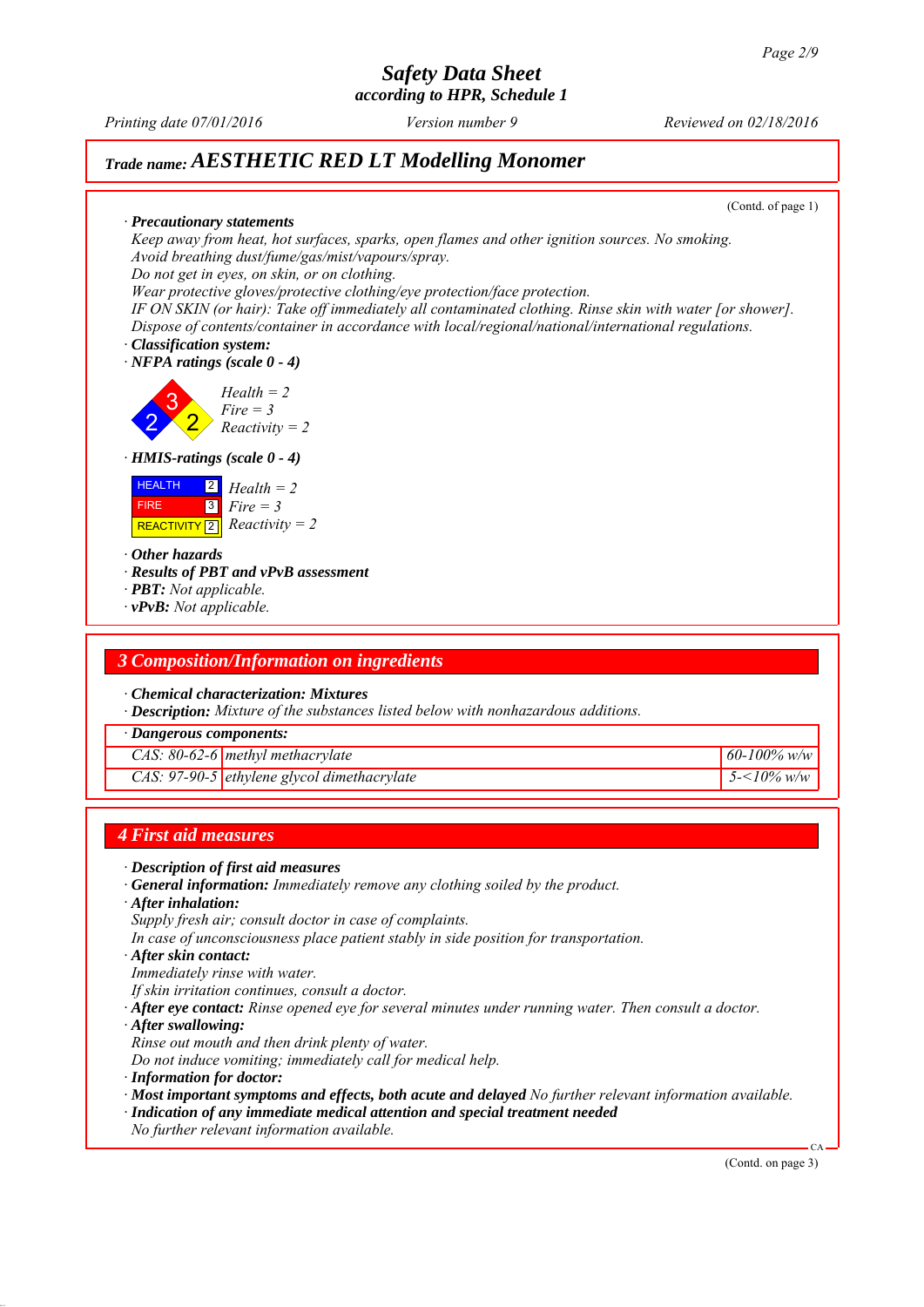# Safety Data Sheet
### according to HPR, Schedule 1

Printing date 07/01/2016 | Version number 9 | Reviewed on 02/18/2016

## Trade name: AESTHETIC RED LT Modelling Monomer

(Contd. of page 1)

· **Precautionary statements**
Keep away from heat, hot surfaces, sparks, open flames and other ignition sources. No smoking.
Avoid breathing dust/fume/gas/mist/vapours/spray.
Do not get in eyes, on skin, or on clothing.
Wear protective gloves/protective clothing/eye protection/face protection.
IF ON SKIN (or hair): Take off immediately all contaminated clothing. Rinse skin with water [or shower].
Dispose of contents/container in accordance with local/regional/national/international regulations.

· **Classification system:**

· **NFPA ratings (scale 0 - 4)**

Health = 2
Fire = 3
Reactivity = 2

· **HMIS-ratings (scale 0 - 4)**

| | | |
|---|---|---|
| HEALTH | 2 | Health = 2 |
| FIRE | 3 | Fire = 3 |
| REACTIVITY | 2 | Reactivity = 2 |

· **Other hazards**
· **Results of PBT and vPvB assessment**
· **PBT:** Not applicable.
· **vPvB:** Not applicable.

## 3 Composition/Information on ingredients

· **Chemical characterization: Mixtures**
· **Description:** Mixture of the substances listed below with nonhazardous additions.

| · Dangerous components: | | |
|---|---|---|
| CAS: 80-62-6 | methyl methacrylate | 60-100% w/w |
| CAS: 97-90-5 | ethylene glycol dimethacrylate | 5-<10% w/w |

## 4 First aid measures

· **Description of first aid measures**
· **General information:** Immediately remove any clothing soiled by the product.
· **After inhalation:**
Supply fresh air; consult doctor in case of complaints.
In case of unconsciousness place patient stably in side position for transportation.
· **After skin contact:**
Immediately rinse with water.
If skin irritation continues, consult a doctor.
· **After eye contact:** Rinse opened eye for several minutes under running water. Then consult a doctor.
· **After swallowing:**
Rinse out mouth and then drink plenty of water.
Do not induce vomiting; immediately call for medical help.
· **Information for doctor:**
· **Most important symptoms and effects, both acute and delayed** No further relevant information available.
· **Indication of any immediate medical attention and special treatment needed**
No further relevant information available.

(Contd. on page 3)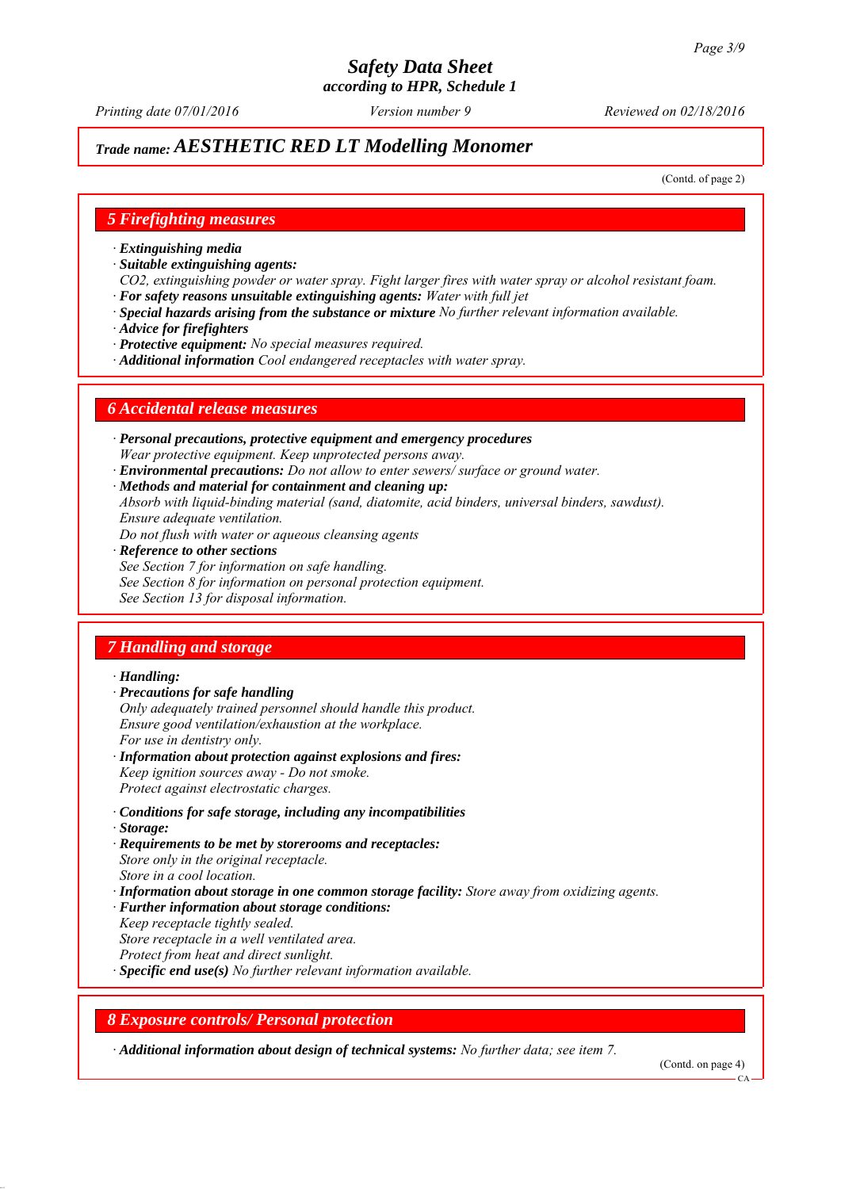## Trade name: AESTHETIC RED LT Modelling Monomer

(Contd. of page 2)

## 5 Firefighting measures

- **Extinguishing media**
- **Suitable extinguishing agents:**
  CO2, extinguishing powder or water spray. Fight larger fires with water spray or alcohol resistant foam.
- **For safety reasons unsuitable extinguishing agents:** Water with full jet
- **Special hazards arising from the substance or mixture** No further relevant information available.
- **Advice for firefighters**
- **Protective equipment:** No special measures required.
- **Additional information** Cool endangered receptacles with water spray.

## 6 Accidental release measures

- **Personal precautions, protective equipment and emergency procedures**
  Wear protective equipment. Keep unprotected persons away.
- **Environmental precautions:** Do not allow to enter sewers/ surface or ground water.
- **Methods and material for containment and cleaning up:**
  Absorb with liquid-binding material (sand, diatomite, acid binders, universal binders, sawdust).
  Ensure adequate ventilation.
  Do not flush with water or aqueous cleansing agents
- **Reference to other sections**
  See Section 7 for information on safe handling.
  See Section 8 for information on personal protection equipment.
  See Section 13 for disposal information.

## 7 Handling and storage

- **Handling:**
- **Precautions for safe handling**
  Only adequately trained personnel should handle this product.
  Ensure good ventilation/exhaustion at the workplace.
  For use in dentistry only.
- **Information about protection against explosions and fires:**
  Keep ignition sources away - Do not smoke.
  Protect against electrostatic charges.
- **Conditions for safe storage, including any incompatibilities**
- **Storage:**
- **Requirements to be met by storerooms and receptacles:**
  Store only in the original receptacle.
  Store in a cool location.
- **Information about storage in one common storage facility:** Store away from oxidizing agents.
- **Further information about storage conditions:**
  Keep receptacle tightly sealed.
  Store receptacle in a well ventilated area.
  Protect from heat and direct sunlight.
- **Specific end use(s)** No further relevant information available.

## 8 Exposure controls/ Personal protection

- **Additional information about design of technical systems:** No further data; see item 7.

(Contd. on page 4)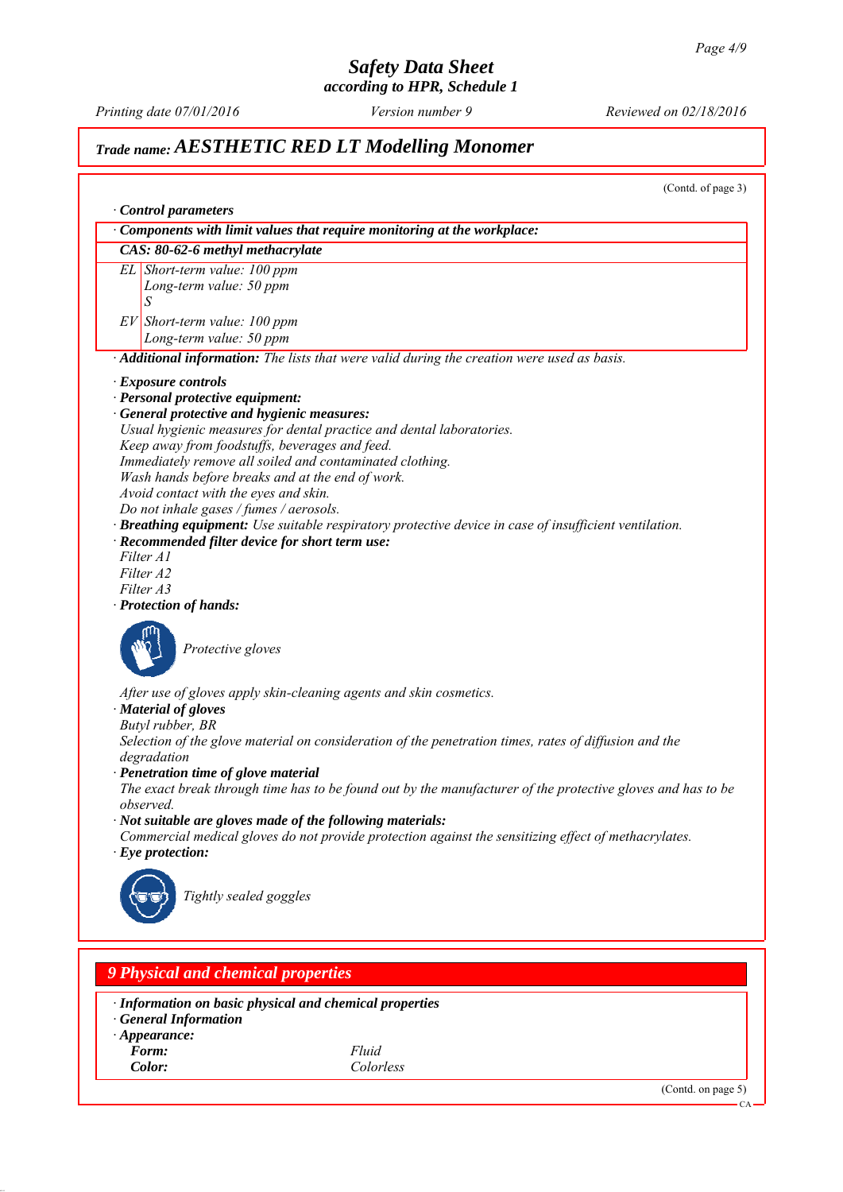# Safety Data Sheet
*according to HPR, Schedule 1*

*Printing date 07/01/2016* *Version number 9* *Reviewed on 02/18/2016*

## Trade name: AESTHETIC RED LT Modelling Monomer

(Contd. of page 3)

· **Control parameters**

· **Components with limit values that require monitoring at the workplace:**

**CAS: 80-62-6 methyl methacrylate**

| | |
|---|---|
| EL | Short-term value: 100 ppm<br>Long-term value: 50 ppm<br>S |
| EV | Short-term value: 100 ppm<br>Long-term value: 50 ppm |

· **Additional information:** The lists that were valid during the creation were used as basis.

· **Exposure controls**
· **Personal protective equipment:**
· **General protective and hygienic measures:**
Usual hygienic measures for dental practice and dental laboratories.
Keep away from foodstuffs, beverages and feed.
Immediately remove all soiled and contaminated clothing.
Wash hands before breaks and at the end of work.
Avoid contact with the eyes and skin.
Do not inhale gases / fumes / aerosols.
· **Breathing equipment:** Use suitable respiratory protective device in case of insufficient ventilation.
· **Recommended filter device for short term use:**
Filter A1
Filter A2
Filter A3
· **Protection of hands:**

Protective gloves

After use of gloves apply skin-cleaning agents and skin cosmetics.
· **Material of gloves**
Butyl rubber, BR
Selection of the glove material on consideration of the penetration times, rates of diffusion and the degradation
· **Penetration time of glove material**
The exact break through time has to be found out by the manufacturer of the protective gloves and has to be observed.
· **Not suitable are gloves made of the following materials:**
Commercial medical gloves do not provide protection against the sensitizing effect of methacrylates.
· **Eye protection:**

Tightly sealed goggles

## 9 Physical and chemical properties

· **Information on basic physical and chemical properties**
· **General Information**
· **Appearance:**

| | |
|---|---|
| **Form:** | Fluid |
| **Color:** | Colorless |

(Contd. on page 5)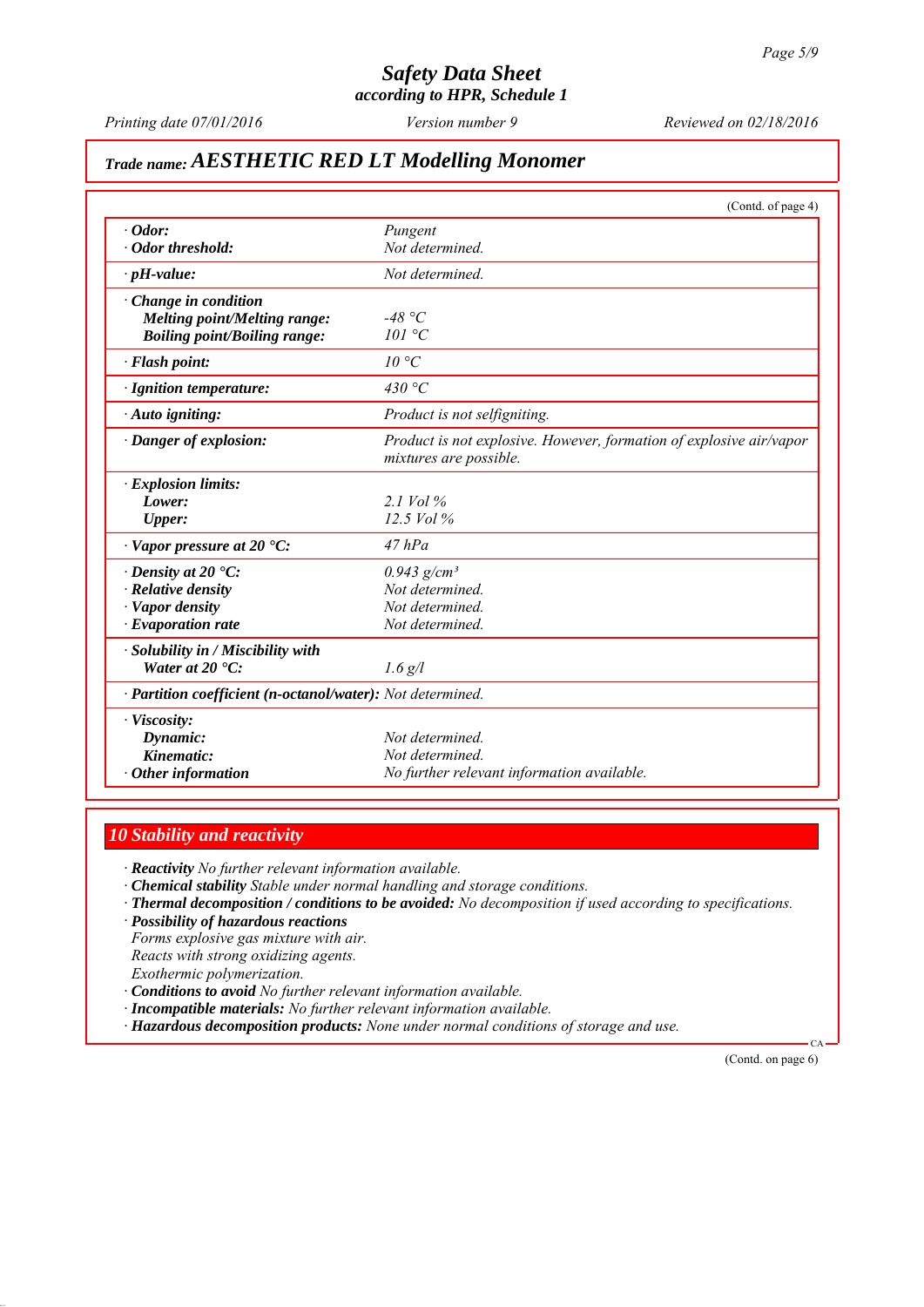# Safety Data Sheet

**according to HPR, Schedule 1**

*Printing date 07/01/2016* *Version number 9* *Reviewed on 02/18/2016*

## Trade name: AESTHETIC RED LT Modelling Monomer

(Contd. of page 4)

| | |
|---|---|
| **· Odor:** | Pungent |
| **· Odor threshold:** | Not determined. |
| **· pH-value:** | Not determined. |
| **· Change in condition** | |
| **Melting point/Melting range:** | -48 °C |
| **Boiling point/Boiling range:** | 101 °C |
| **· Flash point:** | 10 °C |
| **· Ignition temperature:** | 430 °C |
| **· Auto igniting:** | Product is not selfigniting. |
| **· Danger of explosion:** | Product is not explosive. However, formation of explosive air/vapor mixtures are possible. |
| **· Explosion limits:** | |
| **Lower:** | 2.1 Vol % |
| **Upper:** | 12.5 Vol % |
| **· Vapor pressure at 20 °C:** | 47 hPa |
| **· Density at 20 °C:** | 0.943 g/cm³ |
| **· Relative density** | Not determined. |
| **· Vapor density** | Not determined. |
| **· Evaporation rate** | Not determined. |
| **· Solubility in / Miscibility with** | |
| **Water at 20 °C:** | 1.6 g/l |
| **· Partition coefficient (n-octanol/water):** | Not determined. |
| **· Viscosity:** | |
| **Dynamic:** | Not determined. |
| **Kinematic:** | Not determined. |
| **· Other information** | No further relevant information available. |

## 10 Stability and reactivity

- **Reactivity** No further relevant information available.
- **Chemical stability** Stable under normal handling and storage conditions.
- **Thermal decomposition / conditions to be avoided:** No decomposition if used according to specifications.
- **Possibility of hazardous reactions**
  Forms explosive gas mixture with air.
  Reacts with strong oxidizing agents.
  Exothermic polymerization.
- **Conditions to avoid** No further relevant information available.
- **Incompatible materials:** No further relevant information available.
- **Hazardous decomposition products:** None under normal conditions of storage and use.

CA

(Contd. on page 6)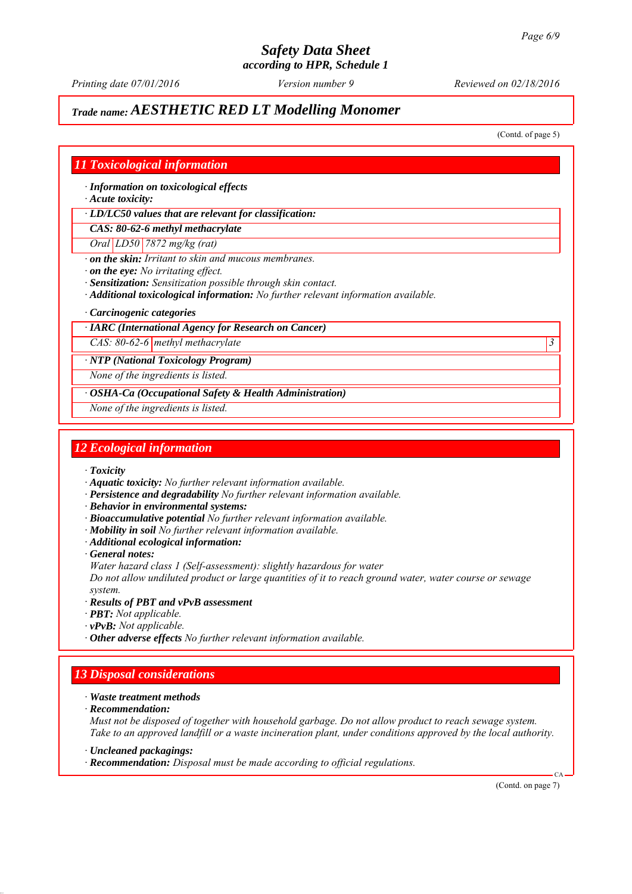# Safety Data Sheet
### according to HPR, Schedule 1

*Printing date 07/01/2016* *Version number 9* *Reviewed on 02/18/2016*

## *Trade name:* ***AESTHETIC RED LT Modelling Monomer***

(Contd. of page 5)

## 11 Toxicological information

· ***Information on toxicological effects***
· ***Acute toxicity:***

| · LD/LC50 values that are relevant for classification: | | |
|---|---|---|
| **CAS: 80-62-6 methyl methacrylate** | | |
| Oral | LD50 | 7872 mg/kg (rat) |

· ***on the skin:*** *Irritant to skin and mucous membranes.*
· ***on the eye:*** *No irritating effect.*
· ***Sensitization:*** *Sensitization possible through skin contact.*
· ***Additional toxicological information:*** *No further relevant information available.*

· ***Carcinogenic categories***

| · IARC (International Agency for Research on Cancer) | | |
|---|---|---|
| CAS: 80-62-6 | methyl methacrylate | 3 |

| · NTP (National Toxicology Program) |
|---|
| None of the ingredients is listed. |

| · OSHA-Ca (Occupational Safety & Health Administration) |
|---|
| None of the ingredients is listed. |

## 12 Ecological information

· ***Toxicity***
· ***Aquatic toxicity:*** *No further relevant information available.*
· ***Persistence and degradability*** *No further relevant information available.*
· ***Behavior in environmental systems:***
· ***Bioaccumulative potential*** *No further relevant information available.*
· ***Mobility in soil*** *No further relevant information available.*
· ***Additional ecological information:***
· ***General notes:***
*Water hazard class 1 (Self-assessment): slightly hazardous for water*
*Do not allow undiluted product or large quantities of it to reach ground water, water course or sewage system.*
· ***Results of PBT and vPvB assessment***
· ***PBT:*** *Not applicable.*
· ***vPvB:*** *Not applicable.*
· ***Other adverse effects*** *No further relevant information available.*

## 13 Disposal considerations

· ***Waste treatment methods***
· ***Recommendation:***
*Must not be disposed of together with household garbage. Do not allow product to reach sewage system.*
*Take to an approved landfill or a waste incineration plant, under conditions approved by the local authority.*

· ***Uncleaned packagings:***
· ***Recommendation:*** *Disposal must be made according to official regulations.*

(Contd. on page 7)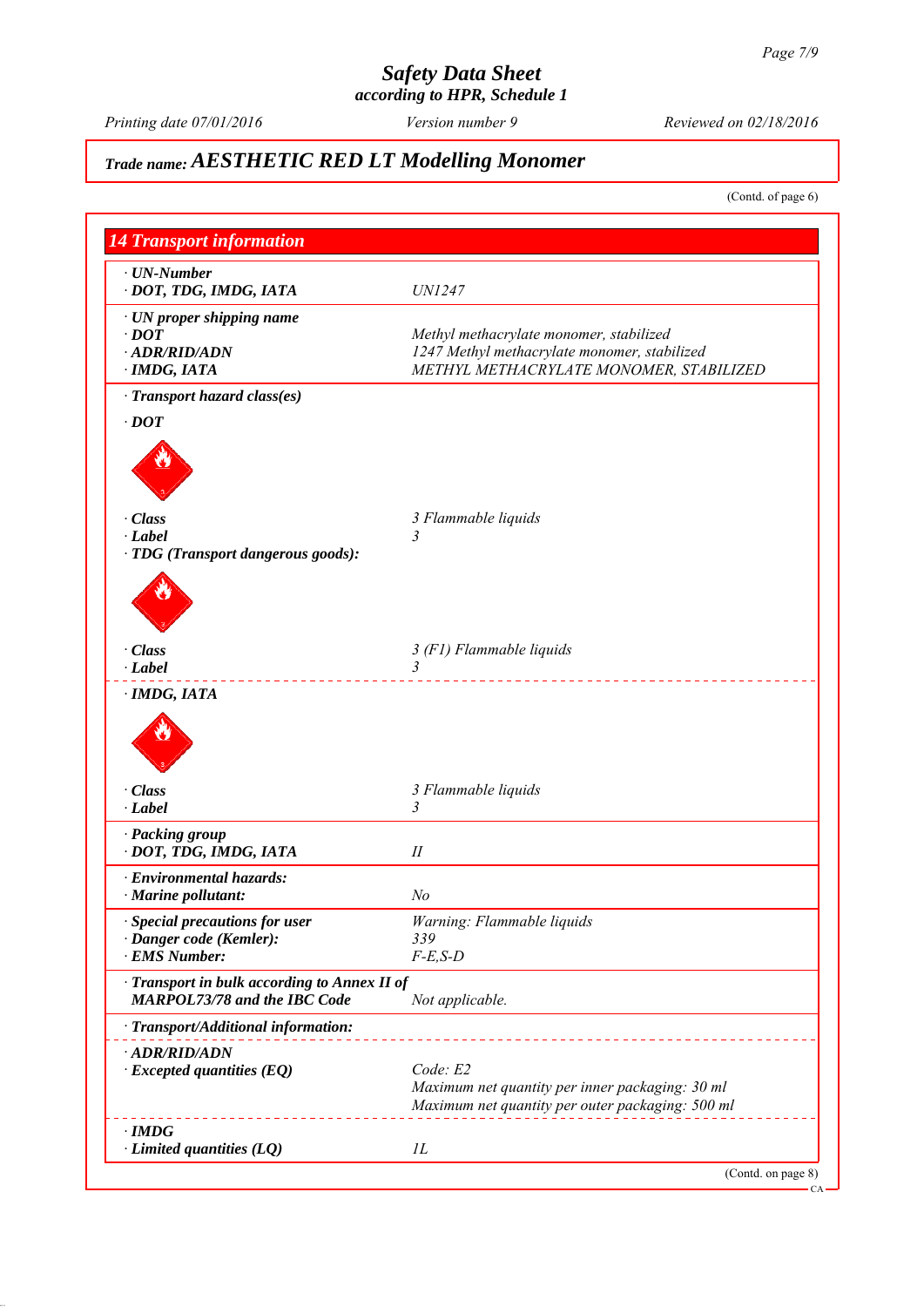# Safety Data Sheet
## according to HPR, Schedule 1

Printing date 07/01/2016 | Version number 9 | Reviewed on 02/18/2016

**Trade name: AESTHETIC RED LT Modelling Monomer**

(Contd. of page 6)

## 14 Transport information

| | |
|---|---|
| **· UN-Number** | |
| **· DOT, TDG, IMDG, IATA** | UN1247 |
| **· UN proper shipping name** | |
| **· DOT** | Methyl methacrylate monomer, stabilized |
| **· ADR/RID/ADN** | 1247 Methyl methacrylate monomer, stabilized |
| **· IMDG, IATA** | METHYL METHACRYLATE MONOMER, STABILIZED |
| **· Transport hazard class(es)** | |
| **· DOT** | |
| **· Class** | 3 Flammable liquids |
| **· Label** | 3 |
| **· TDG (Transport dangerous goods):** | |
| **· Class** | 3 (F1) Flammable liquids |
| **· Label** | 3 |
| **· IMDG, IATA** | |
| **· Class** | 3 Flammable liquids |
| **· Label** | 3 |
| **· Packing group** | |
| **· DOT, TDG, IMDG, IATA** | II |
| **· Environmental hazards:** | |
| **· Marine pollutant:** | No |
| **· Special precautions for user** | Warning: Flammable liquids |
| **· Danger code (Kemler):** | 339 |
| **· EMS Number:** | F-E,S-D |
| **· Transport in bulk according to Annex II of MARPOL73/78 and the IBC Code** | Not applicable. |
| **· Transport/Additional information:** | |
| **· ADR/RID/ADN** | |
| **· Excepted quantities (EQ)** | Code: E2<br>Maximum net quantity per inner packaging: 30 ml<br>Maximum net quantity per outer packaging: 500 ml |
| **· IMDG** | |
| **· Limited quantities (LQ)** | 1L |

(Contd. on page 8)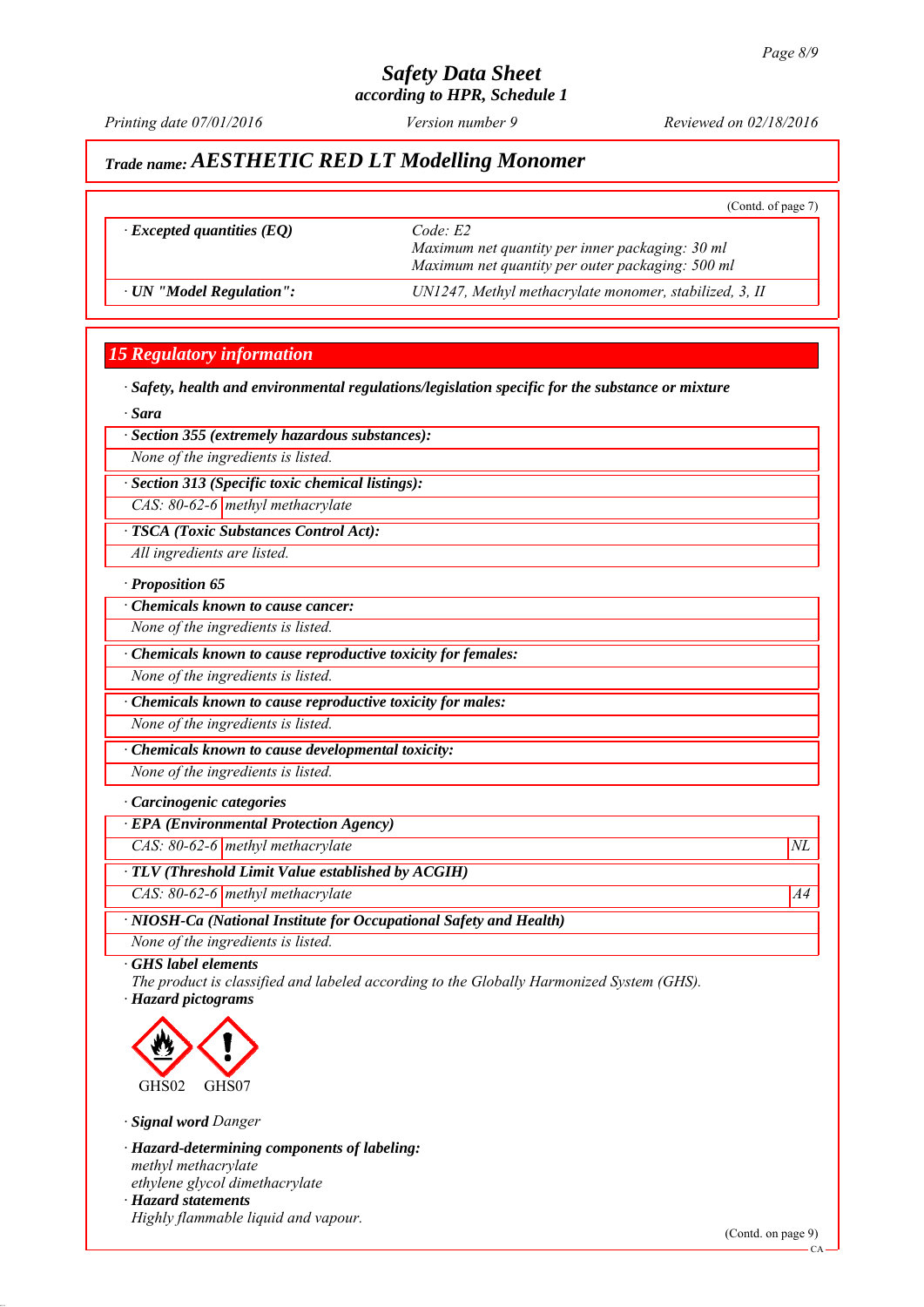# Safety Data Sheet
### according to HPR, Schedule 1

*Printing date 07/01/2016* *Version number 9* *Reviewed on 02/18/2016*

## Trade name: *AESTHETIC RED LT Modelling Monomer*

(Contd. of page 7)

| | |
|---|---|
| · **Excepted quantities (EQ)** | Code: E2<br>Maximum net quantity per inner packaging: 30 ml<br>Maximum net quantity per outer packaging: 500 ml |
| · **UN "Model Regulation":** | UN1247, Methyl methacrylate monomer, stabilized, 3, II |

## 15 Regulatory information

· **Safety, health and environmental regulations/legislation specific for the substance or mixture**

· **Sara**

· **Section 355 (extremely hazardous substances):**

None of the ingredients is listed.

· **Section 313 (Specific toxic chemical listings):**

CAS: 80-62-6 | methyl methacrylate

· **TSCA (Toxic Substances Control Act):**

All ingredients are listed.

· **Proposition 65**

· **Chemicals known to cause cancer:**

None of the ingredients is listed.

· **Chemicals known to cause reproductive toxicity for females:**

None of the ingredients is listed.

· **Chemicals known to cause reproductive toxicity for males:**

None of the ingredients is listed.

· **Chemicals known to cause developmental toxicity:**

None of the ingredients is listed.

· **Carcinogenic categories**

· **EPA (Environmental Protection Agency)**

| | | |
|---|---|---|
| CAS: 80-62-6 | methyl methacrylate | NL |

· **TLV (Threshold Limit Value established by ACGIH)**

| | | |
|---|---|---|
| CAS: 80-62-6 | methyl methacrylate | A4 |

· **NIOSH-Ca (National Institute for Occupational Safety and Health)**

None of the ingredients is listed.

· **GHS label elements**

The product is classified and labeled according to the Globally Harmonized System (GHS).

· **Hazard pictograms**

GHS02 GHS07

· **Signal word** Danger

· **Hazard-determining components of labeling:**

methyl methacrylate
ethylene glycol dimethacrylate

· **Hazard statements**

Highly flammable liquid and vapour.

(Contd. on page 9)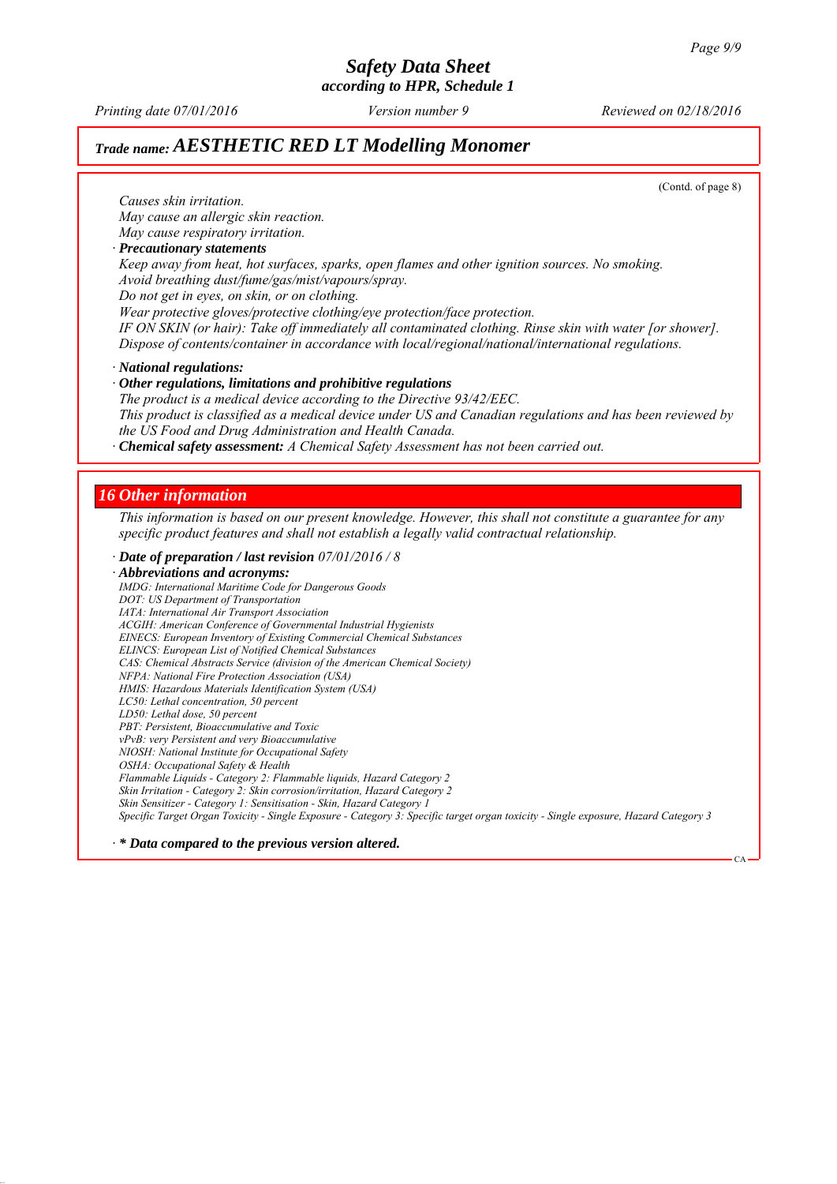# Safety Data Sheet
*according to HPR, Schedule 1*

*Printing date 07/01/2016* *Version number 9* *Reviewed on 02/18/2016*

## *Trade name: AESTHETIC RED LT Modelling Monomer*

(Contd. of page 8)

*Causes skin irritation.*
*May cause an allergic skin reaction.*
*May cause respiratory irritation.*

· ***Precautionary statements***
*Keep away from heat, hot surfaces, sparks, open flames and other ignition sources. No smoking.*
*Avoid breathing dust/fume/gas/mist/vapours/spray.*
*Do not get in eyes, on skin, or on clothing.*
*Wear protective gloves/protective clothing/eye protection/face protection.*
*IF ON SKIN (or hair): Take off immediately all contaminated clothing. Rinse skin with water [or shower].*
*Dispose of contents/container in accordance with local/regional/national/international regulations.*

· ***National regulations:***

· ***Other regulations, limitations and prohibitive regulations***
*The product is a medical device according to the Directive 93/42/EEC.*
*This product is classified as a medical device under US and Canadian regulations and has been reviewed by the US Food and Drug Administration and Health Canada.*

· ***Chemical safety assessment:*** *A Chemical Safety Assessment has not been carried out.*

## *16 Other information*

*This information is based on our present knowledge. However, this shall not constitute a guarantee for any specific product features and shall not establish a legally valid contractual relationship.*

· ***Date of preparation / last revision*** *07/01/2016 / 8*

· ***Abbreviations and acronyms:***
*IMDG: International Maritime Code for Dangerous Goods*
*DOT: US Department of Transportation*
*IATA: International Air Transport Association*
*ACGIH: American Conference of Governmental Industrial Hygienists*
*EINECS: European Inventory of Existing Commercial Chemical Substances*
*ELINCS: European List of Notified Chemical Substances*
*CAS: Chemical Abstracts Service (division of the American Chemical Society)*
*NFPA: National Fire Protection Association (USA)*
*HMIS: Hazardous Materials Identification System (USA)*
*LC50: Lethal concentration, 50 percent*
*LD50: Lethal dose, 50 percent*
*PBT: Persistent, Bioaccumulative and Toxic*
*vPvB: very Persistent and very Bioaccumulative*
*NIOSH: National Institute for Occupational Safety*
*OSHA: Occupational Safety & Health*
*Flammable Liquids - Category 2: Flammable liquids, Hazard Category 2*
*Skin Irritation - Category 2: Skin corrosion/irritation, Hazard Category 2*
*Skin Sensitizer - Category 1: Sensitisation - Skin, Hazard Category 1*
*Specific Target Organ Toxicity - Single Exposure - Category 3: Specific target organ toxicity - Single exposure, Hazard Category 3*

· ***\* Data compared to the previous version altered.***

CA